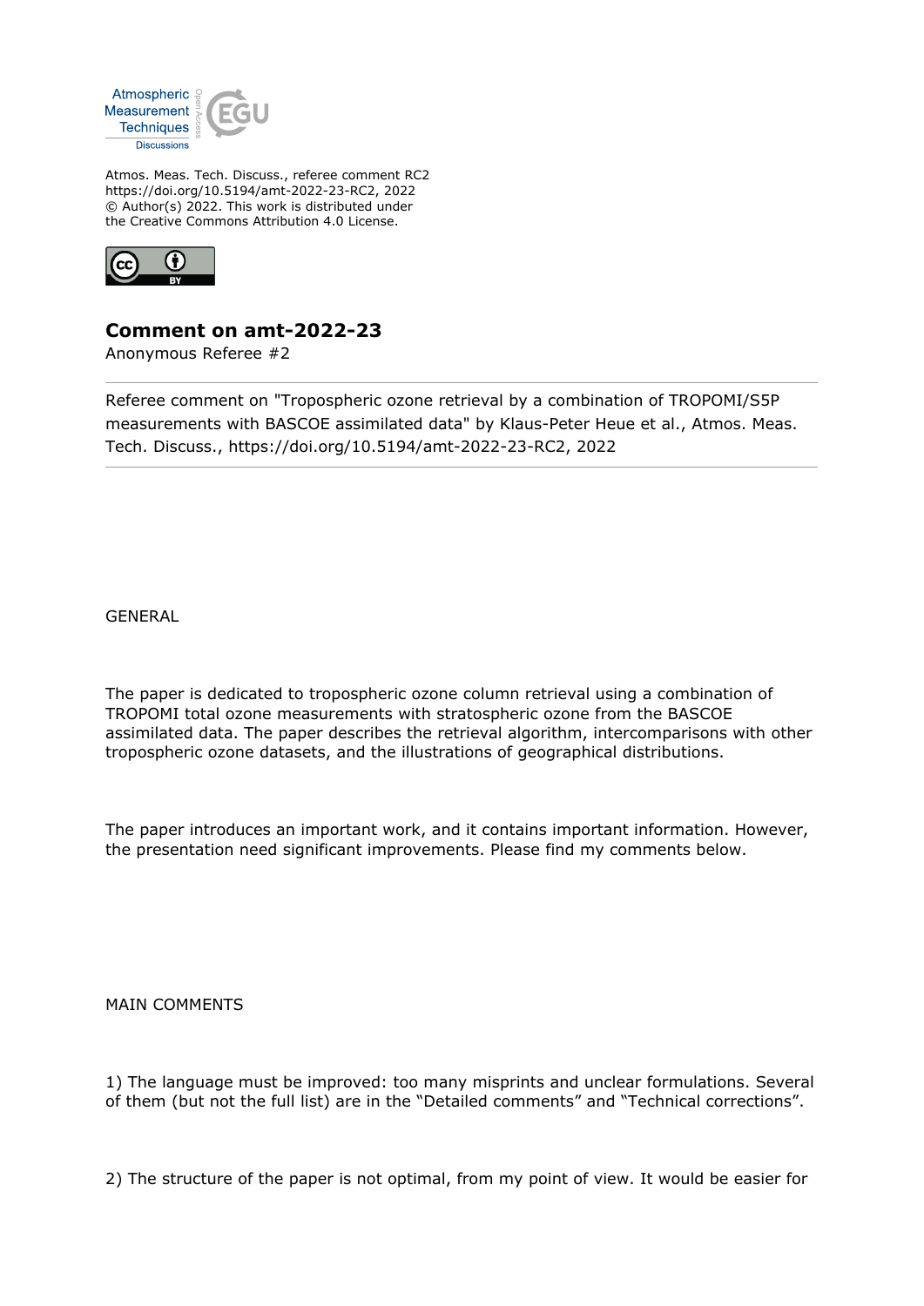Atmos. Meas. Tech. Discuss., referee comment RC2
https://doi.org/10.5194/amt-2022-23-RC2, 2022
© Author(s) 2022. This work is distributed under
the Creative Commons Attribution 4.0 License.

# Comment on amt-2022-23

Anonymous Referee #2

Referee comment on "Tropospheric ozone retrieval by a combination of TROPOMI/S5P measurements with BASCOE assimilated data" by Klaus-Peter Heue et al., Atmos. Meas. Tech. Discuss., https://doi.org/10.5194/amt-2022-23-RC2, 2022

GENERAL

The paper is dedicated to tropospheric ozone column retrieval using a combination of TROPOMI total ozone measurements with stratospheric ozone from the BASCOE assimilated data. The paper describes the retrieval algorithm, intercomparisons with other tropospheric ozone datasets, and the illustrations of geographical distributions.

The paper introduces an important work, and it contains important information. However, the presentation need significant improvements. Please find my comments below.

MAIN COMMENTS

1) The language must be improved: too many misprints and unclear formulations. Several of them (but not the full list) are in the "Detailed comments" and "Technical corrections".

2) The structure of the paper is not optimal, from my point of view. It would be easier for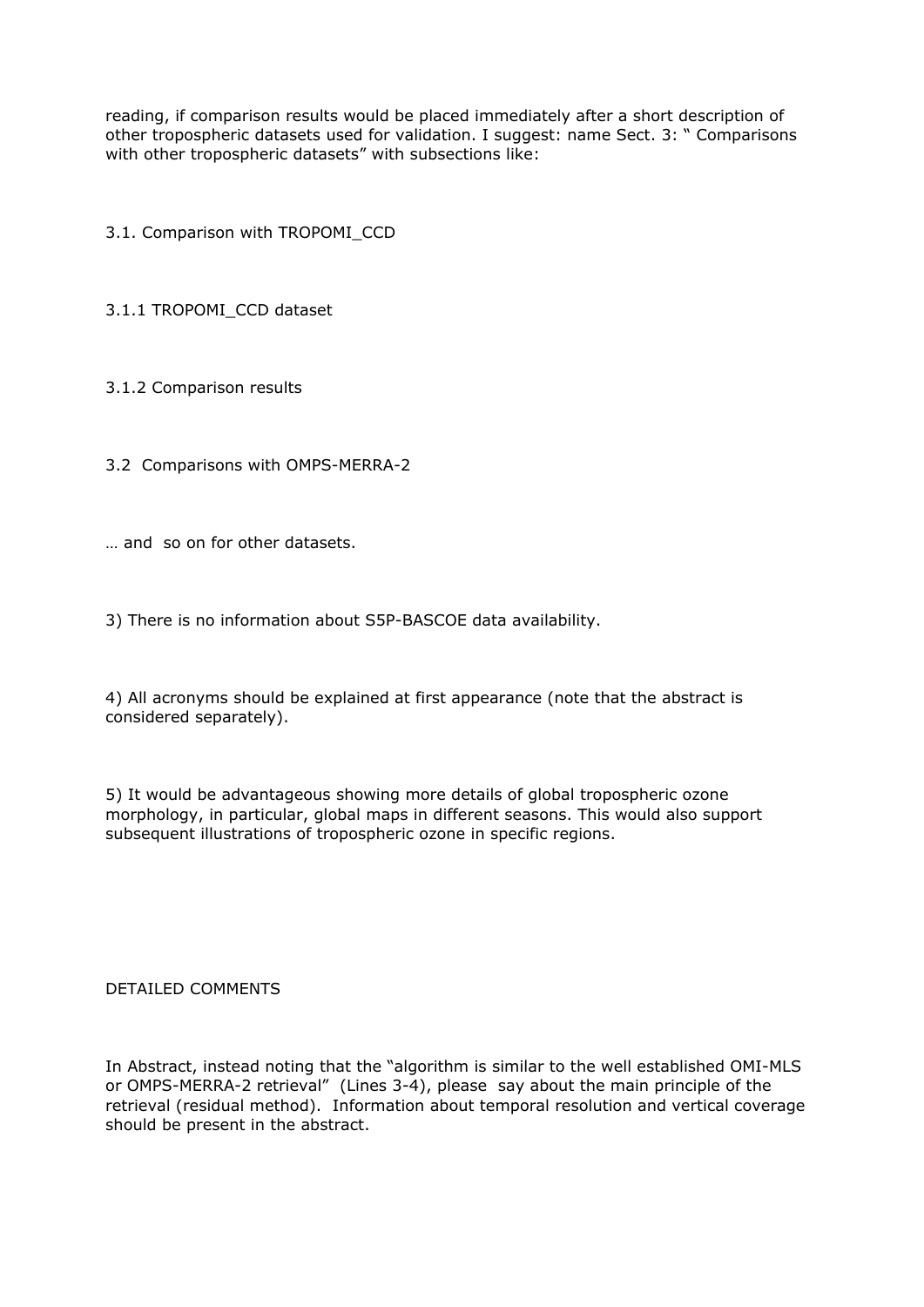reading, if comparison results would be placed immediately after a short description of other tropospheric datasets used for validation. I suggest: name Sect. 3: " Comparisons with other tropospheric datasets" with subsections like:

3.1. Comparison with TROPOMI_CCD

3.1.1 TROPOMI_CCD dataset

3.1.2 Comparison results

3.2 Comparisons with OMPS-MERRA-2

… and so on for other datasets.

3) There is no information about S5P-BASCOE data availability.

4) All acronyms should be explained at first appearance (note that the abstract is considered separately).

5) It would be advantageous showing more details of global tropospheric ozone morphology, in particular, global maps in different seasons. This would also support subsequent illustrations of tropospheric ozone in specific regions.

DETAILED COMMENTS

In Abstract, instead noting that the "algorithm is similar to the well established OMI-MLS or OMPS-MERRA-2 retrieval" (Lines 3-4), please say about the main principle of the retrieval (residual method). Information about temporal resolution and vertical coverage should be present in the abstract.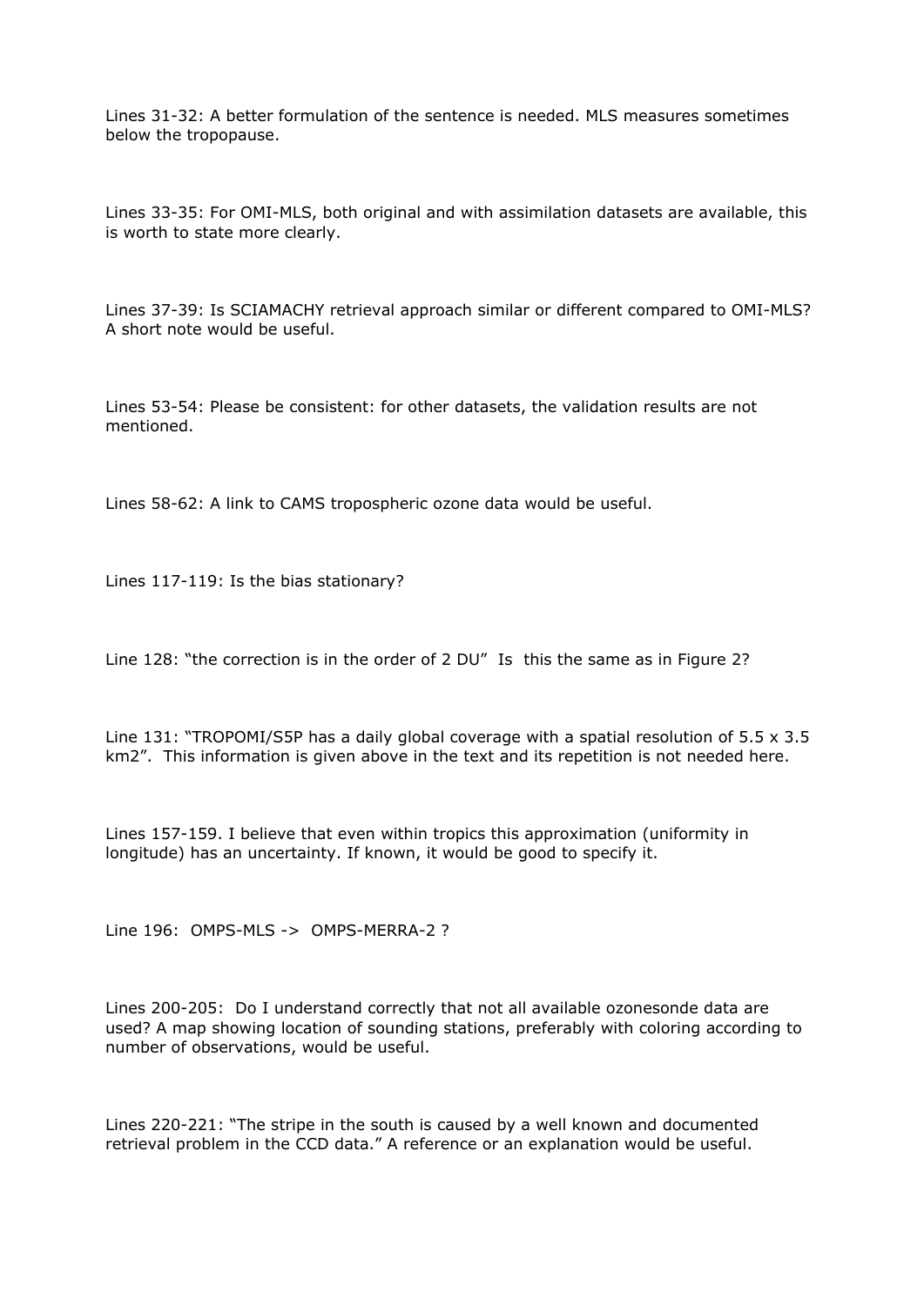Lines 31-32: A better formulation of the sentence is needed. MLS measures sometimes below the tropopause.

Lines 33-35: For OMI-MLS, both original and with assimilation datasets are available, this is worth to state more clearly.

Lines 37-39: Is SCIAMACHY retrieval approach similar or different compared to OMI-MLS? A short note would be useful.

Lines 53-54: Please be consistent: for other datasets, the validation results are not mentioned.

Lines 58-62: A link to CAMS tropospheric ozone data would be useful.

Lines 117-119: Is the bias stationary?

Line 128: "the correction is in the order of 2 DU" Is this the same as in Figure 2?

Line 131: "TROPOMI/S5P has a daily global coverage with a spatial resolution of 5.5 x 3.5 km2". This information is given above in the text and its repetition is not needed here.

Lines 157-159. I believe that even within tropics this approximation (uniformity in longitude) has an uncertainty. If known, it would be good to specify it.

Line 196: OMPS-MLS -> OMPS-MERRA-2 ?

Lines 200-205: Do I understand correctly that not all available ozonesonde data are used? A map showing location of sounding stations, preferably with coloring according to number of observations, would be useful.

Lines 220-221: "The stripe in the south is caused by a well known and documented retrieval problem in the CCD data." A reference or an explanation would be useful.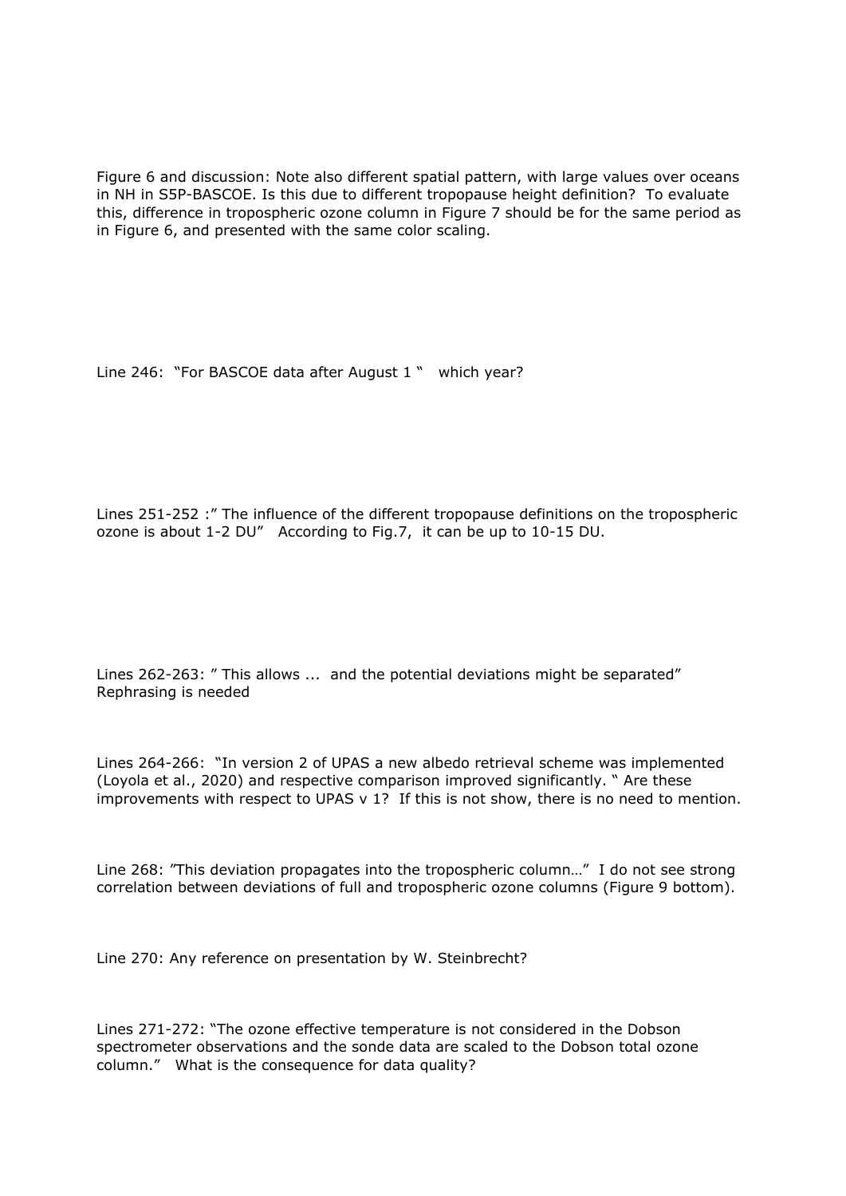Figure 6 and discussion: Note also different spatial pattern, with large values over oceans in NH in S5P-BASCOE. Is this due to different tropopause height definition? To evaluate this, difference in tropospheric ozone column in Figure 7 should be for the same period as in Figure 6, and presented with the same color scaling.

Line 246: "For BASCOE data after August 1 " which year?

Lines 251-252 :" The influence of the different tropopause definitions on the tropospheric ozone is about 1-2 DU" According to Fig.7, it can be up to 10-15 DU.

Lines 262-263: " This allows ... and the potential deviations might be separated" Rephrasing is needed

Lines 264-266: "In version 2 of UPAS a new albedo retrieval scheme was implemented (Loyola et al., 2020) and respective comparison improved significantly. " Are these improvements with respect to UPAS v 1? If this is not show, there is no need to mention.

Line 268: "This deviation propagates into the tropospheric column…" I do not see strong correlation between deviations of full and tropospheric ozone columns (Figure 9 bottom).

Line 270: Any reference on presentation by W. Steinbrecht?

Lines 271-272: "The ozone effective temperature is not considered in the Dobson spectrometer observations and the sonde data are scaled to the Dobson total ozone column." What is the consequence for data quality?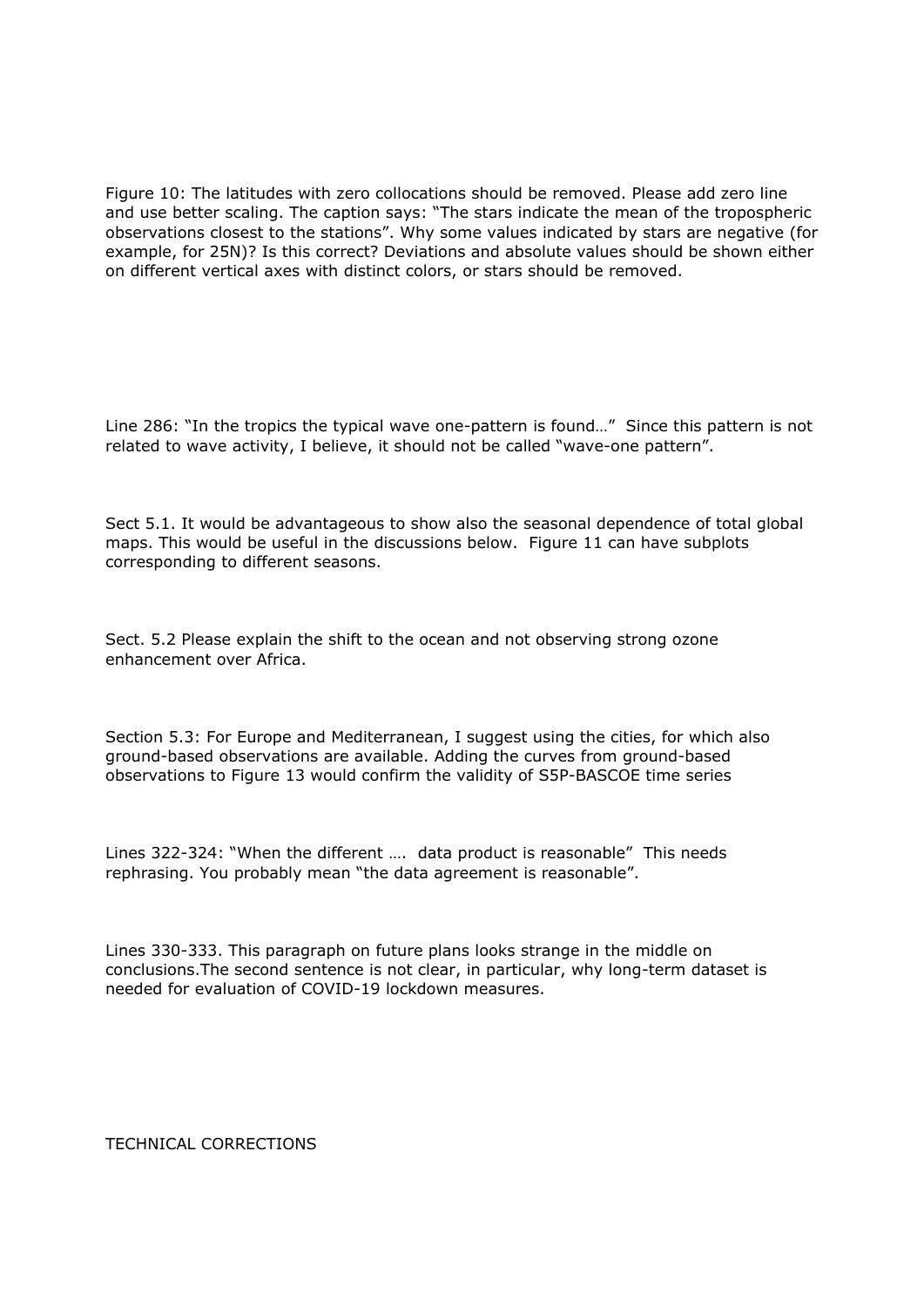Figure 10: The latitudes with zero collocations should be removed. Please add zero line and use better scaling. The caption says: "The stars indicate the mean of the tropospheric observations closest to the stations". Why some values indicated by stars are negative (for example, for 25N)? Is this correct? Deviations and absolute values should be shown either on different vertical axes with distinct colors, or stars should be removed.

Line 286: "In the tropics the typical wave one-pattern is found…" Since this pattern is not related to wave activity, I believe, it should not be called "wave-one pattern".

Sect 5.1. It would be advantageous to show also the seasonal dependence of total global maps. This would be useful in the discussions below. Figure 11 can have subplots corresponding to different seasons.

Sect. 5.2 Please explain the shift to the ocean and not observing strong ozone enhancement over Africa.

Section 5.3: For Europe and Mediterranean, I suggest using the cities, for which also ground-based observations are available. Adding the curves from ground-based observations to Figure 13 would confirm the validity of S5P-BASCOE time series

Lines 322-324: "When the different …. data product is reasonable" This needs rephrasing. You probably mean "the data agreement is reasonable".

Lines 330-333. This paragraph on future plans looks strange in the middle on conclusions.The second sentence is not clear, in particular, why long-term dataset is needed for evaluation of COVID-19 lockdown measures.

TECHNICAL CORRECTIONS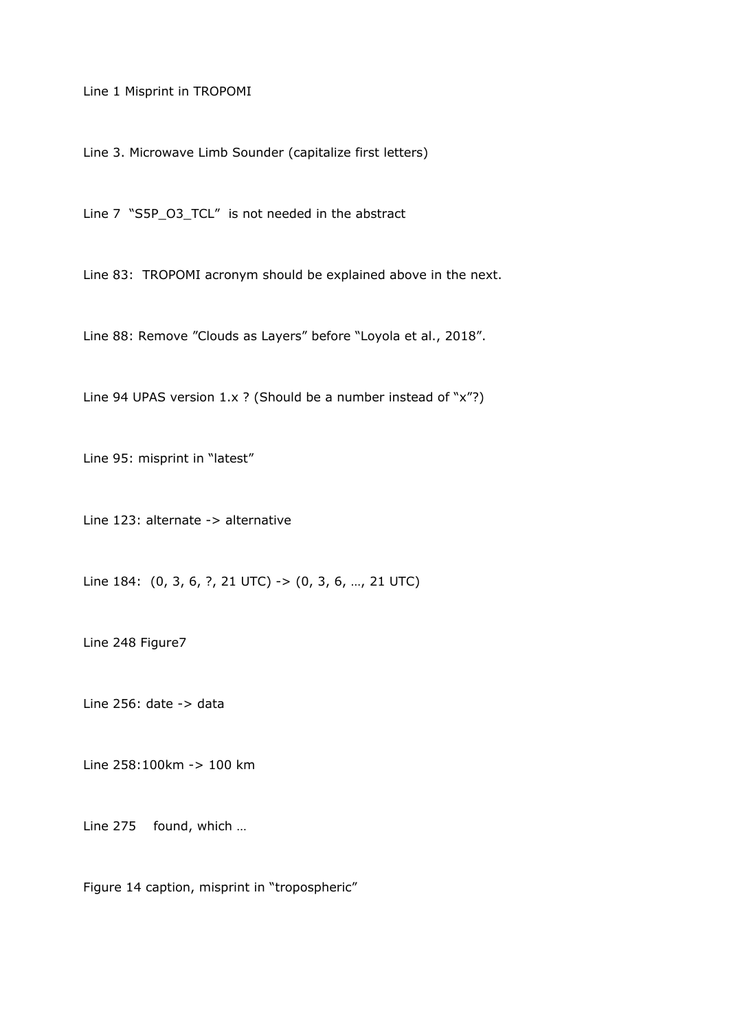Line 1 Misprint in TROPOMI

Line 3. Microwave Limb Sounder (capitalize first letters)

Line 7 "S5P_O3_TCL" is not needed in the abstract

Line 83: TROPOMI acronym should be explained above in the next.

Line 88: Remove "Clouds as Layers" before "Loyola et al., 2018".

Line 94 UPAS version 1.x ? (Should be a number instead of "x"?)

Line 95: misprint in "latest"

Line 123: alternate -> alternative

Line 184: (0, 3, 6, ?, 21 UTC) -> (0, 3, 6, …, 21 UTC)

Line 248 Figure7

Line 256: date -> data

Line 258:100km -> 100 km

Line 275 found, which …

Figure 14 caption, misprint in "tropospheric"